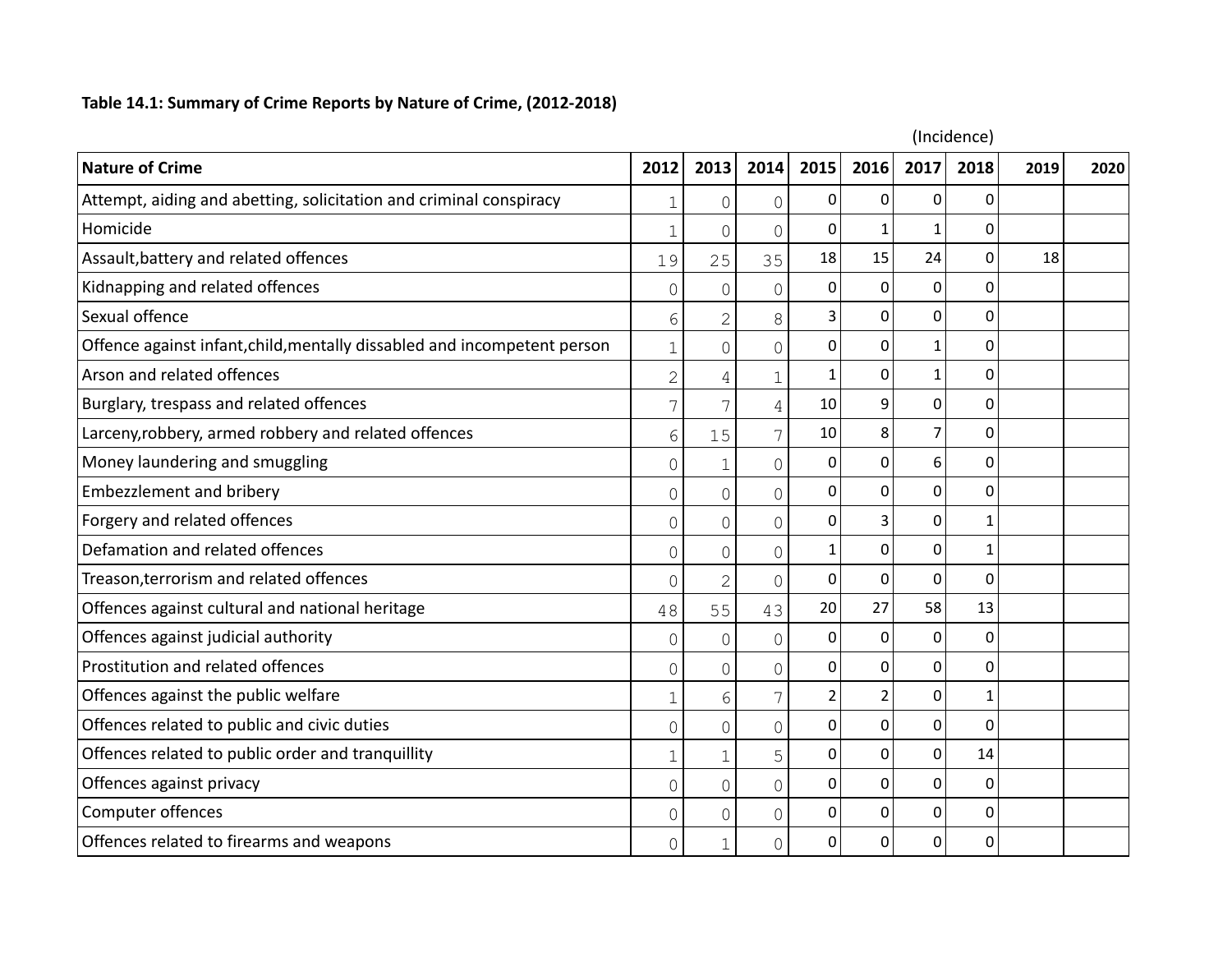**Table 14.1: Summary of Crime Reports by Nature of Crime, (2012-2018)**

(Incidence)

| Nature of Crime | 2012 | 2013 | 2014 | 2015 | 2016 | 2017 | 2018 | 2019 | 2020 |
|---|---|---|---|---|---|---|---|---|---|
| Attempt, aiding and abetting, solicitation and criminal conspiracy | 1 | 0 | 0 | 0 | 0 | 0 | 0 | | |
| Homicide | 1 | 0 | 0 | 0 | 1 | 1 | 0 | | |
| Assault,battery and related offences | 19 | 25 | 35 | 18 | 15 | 24 | 0 | 18 | |
| Kidnapping and related offences | 0 | 0 | 0 | 0 | 0 | 0 | 0 | | |
| Sexual offence | 6 | 2 | 8 | 3 | 0 | 0 | 0 | | |
| Offence against infant,child,mentally dissabled and incompetent person | 1 | 0 | 0 | 0 | 0 | 1 | 0 | | |
| Arson and related offences | 2 | 4 | 1 | 1 | 0 | 1 | 0 | | |
| Burglary, trespass and related offences | 7 | 7 | 4 | 10 | 9 | 0 | 0 | | |
| Larceny,robbery, armed robbery and related offences | 6 | 15 | 7 | 10 | 8 | 7 | 0 | | |
| Money laundering and smuggling | 0 | 1 | 0 | 0 | 0 | 6 | 0 | | |
| Embezzlement and bribery | 0 | 0 | 0 | 0 | 0 | 0 | 0 | | |
| Forgery and related offences | 0 | 0 | 0 | 0 | 3 | 0 | 1 | | |
| Defamation and related offences | 0 | 0 | 0 | 1 | 0 | 0 | 1 | | |
| Treason,terrorism and related offences | 0 | 2 | 0 | 0 | 0 | 0 | 0 | | |
| Offences against cultural and national heritage | 48 | 55 | 43 | 20 | 27 | 58 | 13 | | |
| Offences against judicial authority | 0 | 0 | 0 | 0 | 0 | 0 | 0 | | |
| Prostitution and related offences | 0 | 0 | 0 | 0 | 0 | 0 | 0 | | |
| Offences against the public welfare | 1 | 6 | 7 | 2 | 2 | 0 | 1 | | |
| Offences related to public and civic duties | 0 | 0 | 0 | 0 | 0 | 0 | 0 | | |
| Offences related to public order and tranquillity | 1 | 1 | 5 | 0 | 0 | 0 | 14 | | |
| Offences against privacy | 0 | 0 | 0 | 0 | 0 | 0 | 0 | | |
| Computer offences | 0 | 0 | 0 | 0 | 0 | 0 | 0 | | |
| Offences related to firearms and weapons | 0 | 1 | 0 | 0 | 0 | 0 | 0 | | |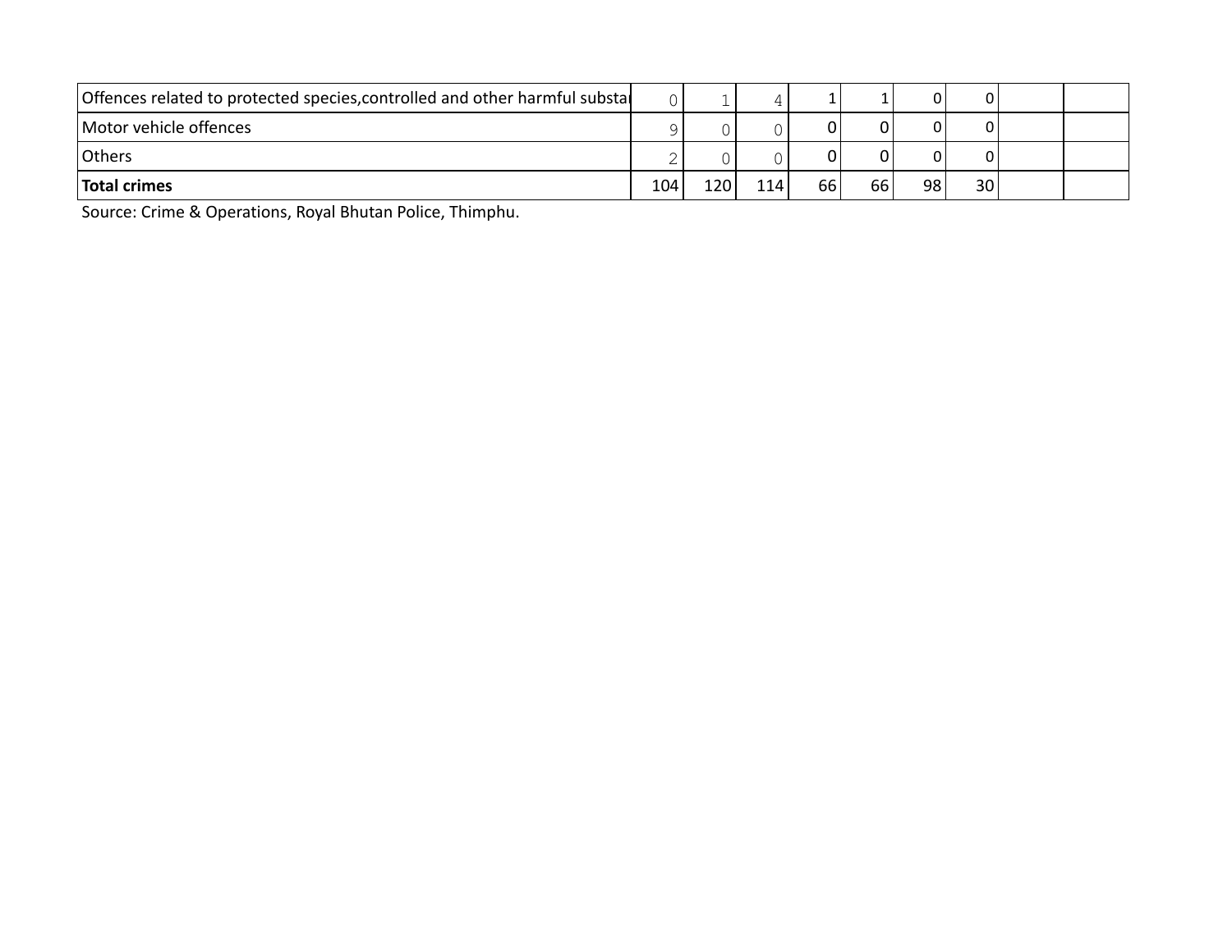| | | | | | | | | | |
|---|---|---|---|---|---|---|---|---|---|
| Offences related to protected species,controlled and other harmful substa | 0 | 1 | 4 | 1 | 1 | 0 | 0 | | |
| Motor vehicle offences | 9 | 0 | 0 | 0 | 0 | 0 | 0 | | |
| Others | 2 | 0 | 0 | 0 | 0 | 0 | 0 | | |
| **Total crimes** | 104 | 120 | 114 | 66 | 66 | 98 | 30 | | |

Source: Crime & Operations, Royal Bhutan Police, Thimphu.